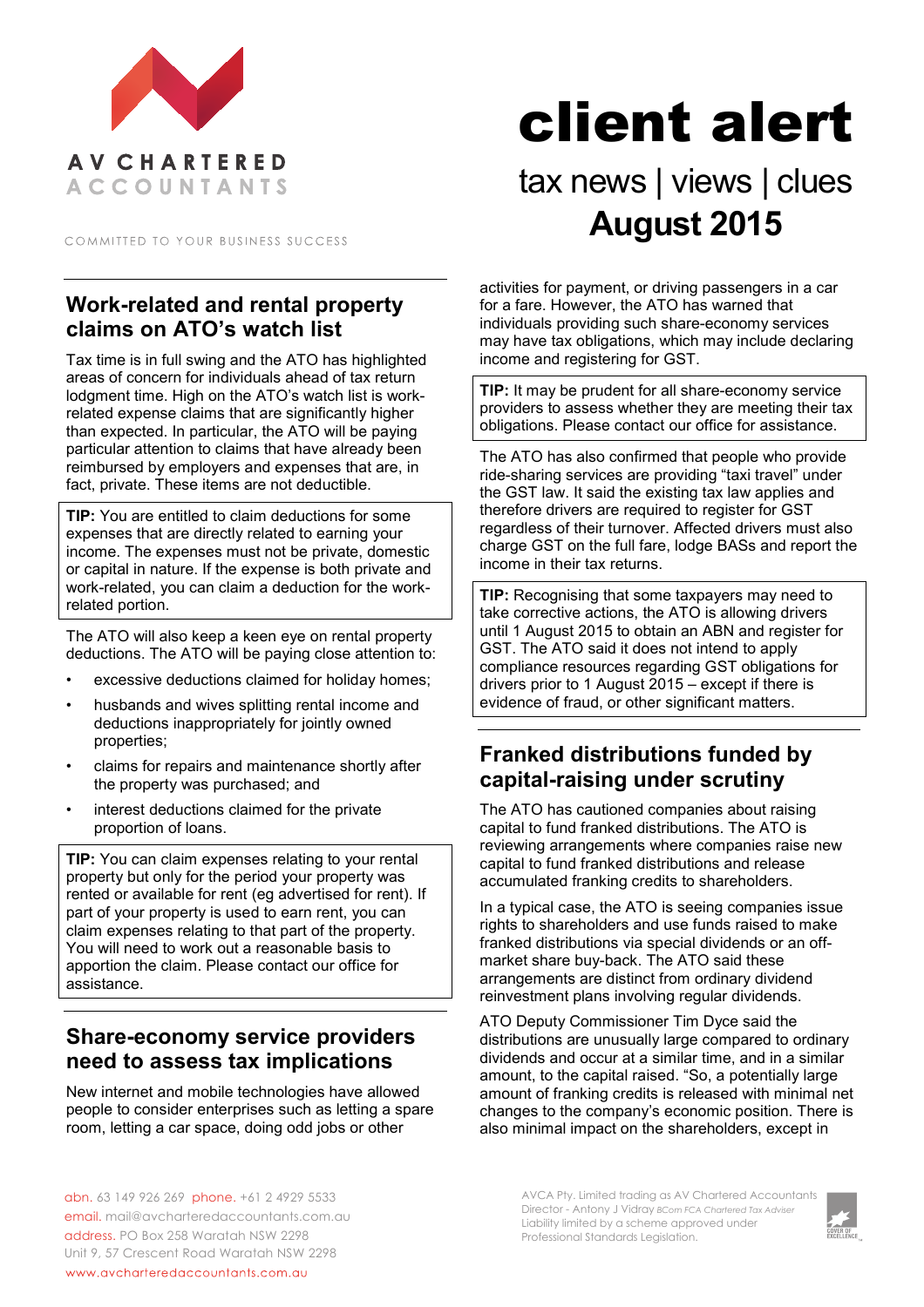AV CHARTERED ACCOUNTANTS

COMMITTED TO YOUR BUSINESS SUCCESS

# client alert

tax news | views | clues

**August 2015**

## Work-related and rental property claims on ATO's watch list

Tax time is in full swing and the ATO has highlighted areas of concern for individuals ahead of tax return lodgment time. High on the ATO's watch list is work-related expense claims that are significantly higher than expected. In particular, the ATO will be paying particular attention to claims that have already been reimbursed by employers and expenses that are, in fact, private. These items are not deductible.

**TIP:** You are entitled to claim deductions for some expenses that are directly related to earning your income. The expenses must not be private, domestic or capital in nature. If the expense is both private and work-related, you can claim a deduction for the work-related portion.

The ATO will also keep a keen eye on rental property deductions. The ATO will be paying close attention to:

- excessive deductions claimed for holiday homes;
- husbands and wives splitting rental income and deductions inappropriately for jointly owned properties;
- claims for repairs and maintenance shortly after the property was purchased; and
- interest deductions claimed for the private proportion of loans.

**TIP:** You can claim expenses relating to your rental property but only for the period your property was rented or available for rent (eg advertised for rent). If part of your property is used to earn rent, you can claim expenses relating to that part of the property. You will need to work out a reasonable basis to apportion the claim. Please contact our office for assistance.

## Share-economy service providers need to assess tax implications

New internet and mobile technologies have allowed people to consider enterprises such as letting a spare room, letting a car space, doing odd jobs or other activities for payment, or driving passengers in a car for a fare. However, the ATO has warned that individuals providing such share-economy services may have tax obligations, which may include declaring income and registering for GST.

**TIP:** It may be prudent for all share-economy service providers to assess whether they are meeting their tax obligations. Please contact our office for assistance.

The ATO has also confirmed that people who provide ride-sharing services are providing "taxi travel" under the GST law. It said the existing tax law applies and therefore drivers are required to register for GST regardless of their turnover. Affected drivers must also charge GST on the full fare, lodge BASs and report the income in their tax returns.

**TIP:** Recognising that some taxpayers may need to take corrective actions, the ATO is allowing drivers until 1 August 2015 to obtain an ABN and register for GST. The ATO said it does not intend to apply compliance resources regarding GST obligations for drivers prior to 1 August 2015 – except if there is evidence of fraud, or other significant matters.

## Franked distributions funded by capital-raising under scrutiny

The ATO has cautioned companies about raising capital to fund franked distributions. The ATO is reviewing arrangements where companies raise new capital to fund franked distributions and release accumulated franking credits to shareholders.

In a typical case, the ATO is seeing companies issue rights to shareholders and use funds raised to make franked distributions via special dividends or an off-market share buy-back. The ATO said these arrangements are distinct from ordinary dividend reinvestment plans involving regular dividends.

ATO Deputy Commissioner Tim Dyce said the distributions are unusually large compared to ordinary dividends and occur at a similar time, and in a similar amount, to the capital raised. "So, a potentially large amount of franking credits is released with minimal net changes to the company's economic position. There is also minimal impact on the shareholders, except in

abn. 63 149 926 269 phone. +61 2 4929 5533
email. mail@avcharteredaccountants.com.au
address. PO Box 258 Waratah NSW 2298
Unit 9, 57 Crescent Road Waratah NSW 2298
www.avcharteredaccountants.com.au

AVCA Pty. Limited trading as AV Chartered Accountants
Director - Antony J Vidray *BCom FCA Chartered Tax Adviser*
Liability limited by a scheme approved under Professional Standards Legislation.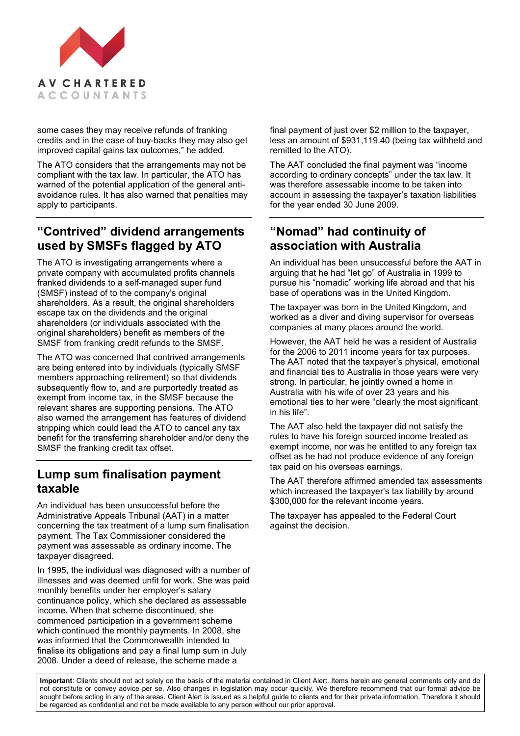some cases they may receive refunds of franking credits and in the case of buy-backs they may also get improved capital gains tax outcomes," he added.

The ATO considers that the arrangements may not be compliant with the tax law. In particular, the ATO has warned of the potential application of the general anti-avoidance rules. It has also warned that penalties may apply to participants.

## "Contrived" dividend arrangements used by SMSFs flagged by ATO

The ATO is investigating arrangements where a private company with accumulated profits channels franked dividends to a self-managed super fund (SMSF) instead of to the company's original shareholders. As a result, the original shareholders escape tax on the dividends and the original shareholders (or individuals associated with the original shareholders) benefit as members of the SMSF from franking credit refunds to the SMSF.

The ATO was concerned that contrived arrangements are being entered into by individuals (typically SMSF members approaching retirement) so that dividends subsequently flow to, and are purportedly treated as exempt from income tax, in the SMSF because the relevant shares are supporting pensions. The ATO also warned the arrangement has features of dividend stripping which could lead the ATO to cancel any tax benefit for the transferring shareholder and/or deny the SMSF the franking credit tax offset.

## Lump sum finalisation payment taxable

An individual has been unsuccessful before the Administrative Appeals Tribunal (AAT) in a matter concerning the tax treatment of a lump sum finalisation payment. The Tax Commissioner considered the payment was assessable as ordinary income. The taxpayer disagreed.

In 1995, the individual was diagnosed with a number of illnesses and was deemed unfit for work. She was paid monthly benefits under her employer's salary continuance policy, which she declared as assessable income. When that scheme discontinued, she commenced participation in a government scheme which continued the monthly payments. In 2008, she was informed that the Commonwealth intended to finalise its obligations and pay a final lump sum in July 2008. Under a deed of release, the scheme made a final payment of just over $2 million to the taxpayer, less an amount of $931,119.40 (being tax withheld and remitted to the ATO).

The AAT concluded the final payment was "income according to ordinary concepts" under the tax law. It was therefore assessable income to be taken into account in assessing the taxpayer's taxation liabilities for the year ended 30 June 2009.

## "Nomad" had continuity of association with Australia

An individual has been unsuccessful before the AAT in arguing that he had "let go" of Australia in 1999 to pursue his "nomadic" working life abroad and that his base of operations was in the United Kingdom.

The taxpayer was born in the United Kingdom, and worked as a diver and diving supervisor for overseas companies at many places around the world.

However, the AAT held he was a resident of Australia for the 2006 to 2011 income years for tax purposes. The AAT noted that the taxpayer's physical, emotional and financial ties to Australia in those years were very strong. In particular, he jointly owned a home in Australia with his wife of over 23 years and his emotional ties to her were "clearly the most significant in his life".

The AAT also held the taxpayer did not satisfy the rules to have his foreign sourced income treated as exempt income, nor was he entitled to any foreign tax offset as he had not produce evidence of any foreign tax paid on his overseas earnings.

The AAT therefore affirmed amended tax assessments which increased the taxpayer's tax liability by around $300,000 for the relevant income years.

The taxpayer has appealed to the Federal Court against the decision.

**Important**: Clients should not act solely on the basis of the material contained in Client Alert. Items herein are general comments only and do not constitute or convey advice per se. Also changes in legislation may occur quickly. We therefore recommend that our formal advice be sought before acting in any of the areas. Client Alert is issued as a helpful guide to clients and for their private information. Therefore it should be regarded as confidential and not be made available to any person without our prior approval.